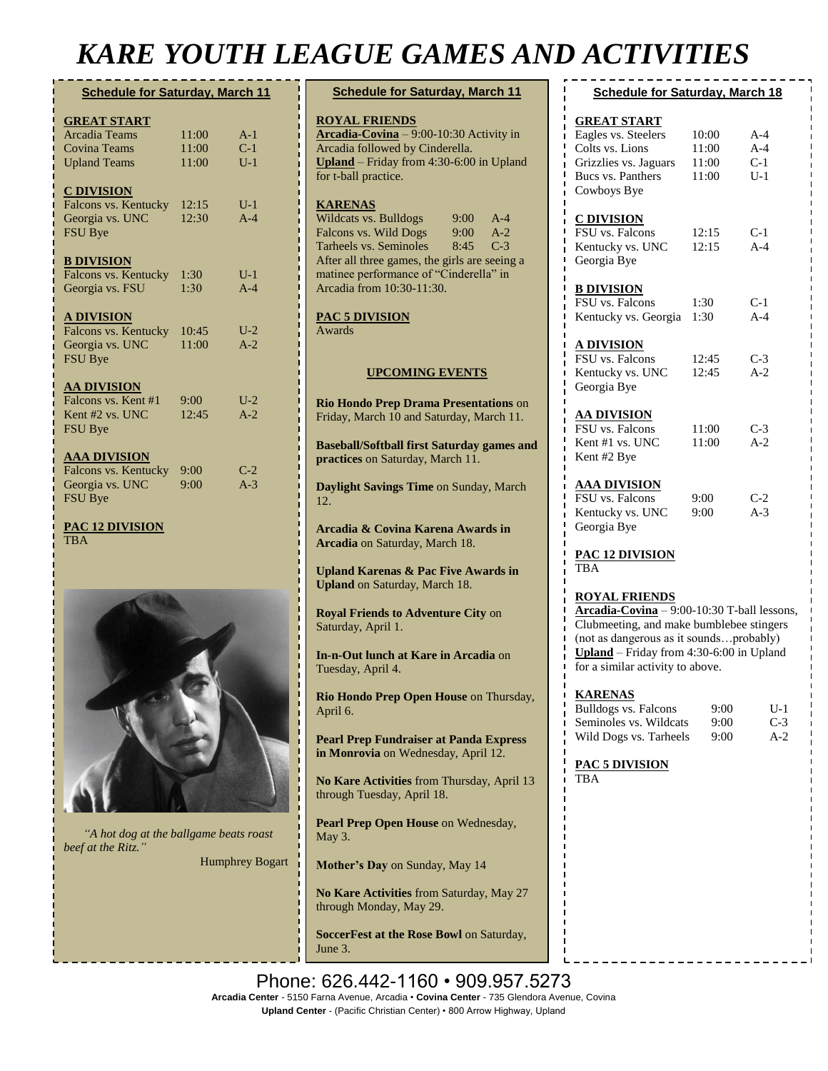# KARE YOUTH LEAGUE GAMES AND ACTIVITIES

## Schedule for Saturday, March 11

**GREAT START**

| | | |
|---|---|---|
| Arcadia Teams | 11:00 | A-1 |
| Covina Teams | 11:00 | C-1 |
| Upland Teams | 11:00 | U-1 |

**C DIVISION**

| | | |
|---|---|---|
| Falcons vs. Kentucky | 12:15 | U-1 |
| Georgia vs. UNC | 12:30 | A-4 |
| FSU Bye | | |

**B DIVISION**

| | | |
|---|---|---|
| Falcons vs. Kentucky | 1:30 | U-1 |
| Georgia vs. FSU | 1:30 | A-4 |

**A DIVISION**

| | | |
|---|---|---|
| Falcons vs. Kentucky | 10:45 | U-2 |
| Georgia vs. UNC | 11:00 | A-2 |
| FSU Bye | | |

**AA DIVISION**

| | | |
|---|---|---|
| Falcons vs. Kent #1 | 9:00 | U-2 |
| Kent #2 vs. UNC | 12:45 | A-2 |
| FSU Bye | | |

**AAA DIVISION**

| | | |
|---|---|---|
| Falcons vs. Kentucky | 9:00 | C-2 |
| Georgia vs. UNC | 9:00 | A-3 |
| FSU Bye | | |

**PAC 12 DIVISION**
TBA

*"A hot dog at the ballgame beats roast beef at the Ritz."*

Humphrey Bogart

## Schedule for Saturday, March 11

**ROYAL FRIENDS**
**Arcadia-Covina** – 9:00-10:30 Activity in Arcadia followed by Cinderella.
**Upland** – Friday from 4:30-6:00 in Upland for t-ball practice.

**KARENAS**

| | | |
|---|---|---|
| Wildcats vs. Bulldogs | 9:00 | A-4 |
| Falcons vs. Wild Dogs | 9:00 | A-2 |
| Tarheels vs. Seminoles | 8:45 | C-3 |

After all three games, the girls are seeing a matinee performance of "Cinderella" in Arcadia from 10:30-11:30.

**PAC 5 DIVISION**
Awards

### UPCOMING EVENTS

**Rio Hondo Prep Drama Presentations** on Friday, March 10 and Saturday, March 11.

**Baseball/Softball first Saturday games and practices** on Saturday, March 11.

**Daylight Savings Time** on Sunday, March 12.

**Arcadia & Covina Karena Awards in Arcadia** on Saturday, March 18.

**Upland Karenas & Pac Five Awards in Upland** on Saturday, March 18.

**Royal Friends to Adventure City** on Saturday, April 1.

**In-n-Out lunch at Kare in Arcadia** on Tuesday, April 4.

**Rio Hondo Prep Open House** on Thursday, April 6.

**Pearl Prep Fundraiser at Panda Express in Monrovia** on Wednesday, April 12.

**No Kare Activities** from Thursday, April 13 through Tuesday, April 18.

**Pearl Prep Open House** on Wednesday, May 3.

**Mother's Day** on Sunday, May 14

**No Kare Activities** from Saturday, May 27 through Monday, May 29.

**SoccerFest at the Rose Bowl** on Saturday, June 3.

## Schedule for Saturday, March 18

**GREAT START**

| | | |
|---|---|---|
| Eagles vs. Steelers | 10:00 | A-4 |
| Colts vs. Lions | 11:00 | A-4 |
| Grizzlies vs. Jaguars | 11:00 | C-1 |
| Bucs vs. Panthers | 11:00 | U-1 |
| Cowboys Bye | | |

**C DIVISION**

| | | |
|---|---|---|
| FSU vs. Falcons | 12:15 | C-1 |
| Kentucky vs. UNC | 12:15 | A-4 |
| Georgia Bye | | |

**B DIVISION**

| | | |
|---|---|---|
| FSU vs. Falcons | 1:30 | C-1 |
| Kentucky vs. Georgia | 1:30 | A-4 |

**A DIVISION**

| | | |
|---|---|---|
| FSU vs. Falcons | 12:45 | C-3 |
| Kentucky vs. UNC | 12:45 | A-2 |
| Georgia Bye | | |

**AA DIVISION**

| | | |
|---|---|---|
| FSU vs. Falcons | 11:00 | C-3 |
| Kent #1 vs. UNC | 11:00 | A-2 |
| Kent #2 Bye | | |

**AAA DIVISION**

| | | |
|---|---|---|
| FSU vs. Falcons | 9:00 | C-2 |
| Kentucky vs. UNC | 9:00 | A-3 |
| Georgia Bye | | |

**PAC 12 DIVISION**
TBA

**ROYAL FRIENDS**
**Arcadia-Covina** – 9:00-10:30 T-ball lessons, Clubmeeting, and make bumblebee stingers (not as dangerous as it sounds…probably)
**Upland** – Friday from 4:30-6:00 in Upland for a similar activity to above.

**KARENAS**

| | | |
|---|---|---|
| Bulldogs vs. Falcons | 9:00 | U-1 |
| Seminoles vs. Wildcats | 9:00 | C-3 |
| Wild Dogs vs. Tarheels | 9:00 | A-2 |

**PAC 5 DIVISION**
TBA

Phone: 626.442-1160 • 909.957.5273
**Arcadia Center** - 5150 Farna Avenue, Arcadia • **Covina Center** - 735 Glendora Avenue, Covina
**Upland Center** - (Pacific Christian Center) • 800 Arrow Highway, Upland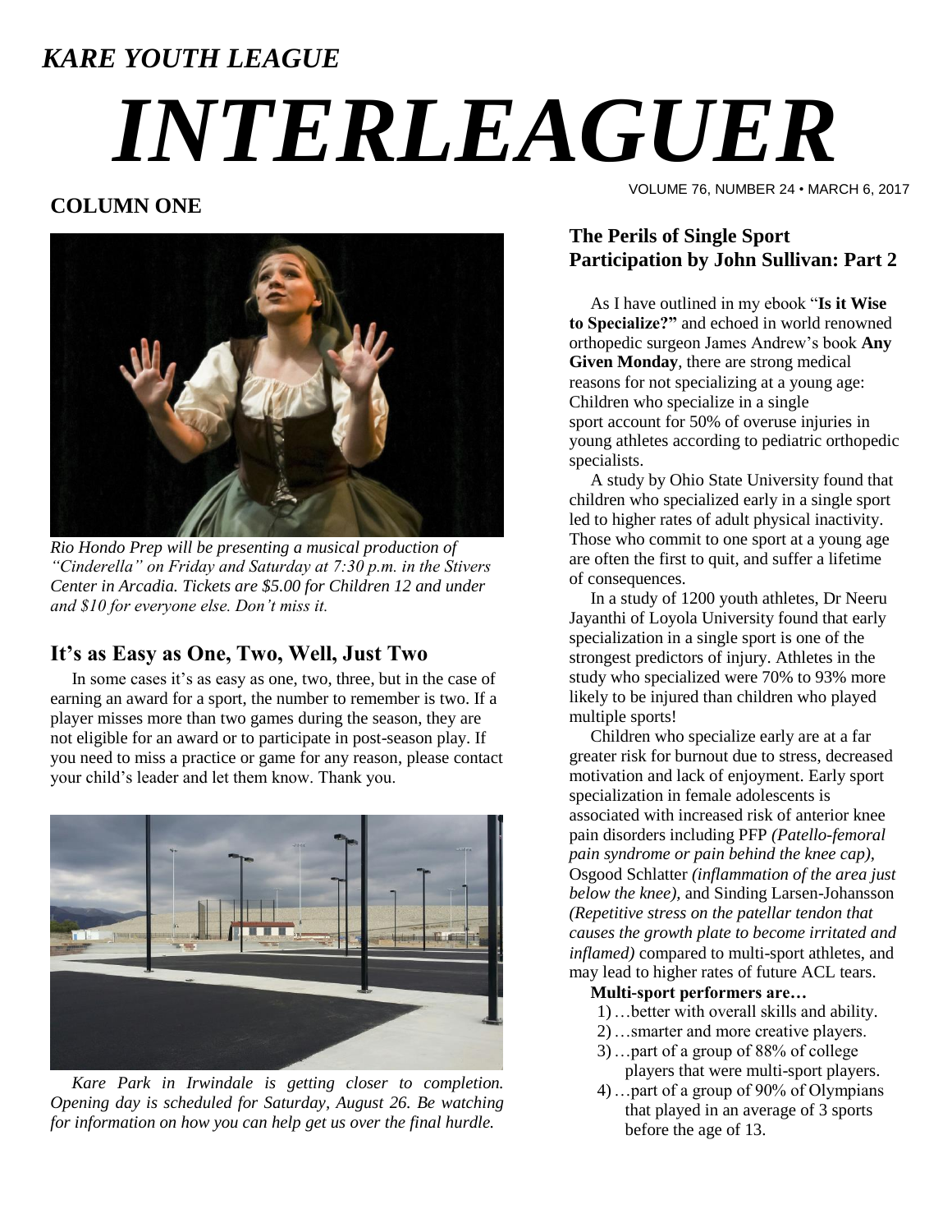*KARE YOUTH LEAGUE*

# *INTERLEAGUER*

VOLUME 76, NUMBER 24 • MARCH 6, 2017

## COLUMN ONE

*Rio Hondo Prep will be presenting a musical production of "Cinderella" on Friday and Saturday at 7:30 p.m. in the Stivers Center in Arcadia. Tickets are $5.00 for Children 12 and under and $10 for everyone else. Don't miss it.*

### It's as Easy as One, Two, Well, Just Two

In some cases it's as easy as one, two, three, but in the case of earning an award for a sport, the number to remember is two. If a player misses more than two games during the season, they are not eligible for an award or to participate in post-season play. If you need to miss a practice or game for any reason, please contact your child's leader and let them know. Thank you.

*Kare Park in Irwindale is getting closer to completion. Opening day is scheduled for Saturday, August 26. Be watching for information on how you can help get us over the final hurdle.*

### The Perils of Single Sport Participation by John Sullivan: Part 2

As I have outlined in my ebook "**Is it Wise to Specialize?"** and echoed in world renowned orthopedic surgeon James Andrew's book **Any Given Monday**, there are strong medical reasons for not specializing at a young age: Children who specialize in a single sport account for 50% of overuse injuries in young athletes according to pediatric orthopedic specialists.

A study by Ohio State University found that children who specialized early in a single sport led to higher rates of adult physical inactivity. Those who commit to one sport at a young age are often the first to quit, and suffer a lifetime of consequences.

In a study of 1200 youth athletes, Dr Neeru Jayanthi of Loyola University found that early specialization in a single sport is one of the strongest predictors of injury. Athletes in the study who specialized were 70% to 93% more likely to be injured than children who played multiple sports!

Children who specialize early are at a far greater risk for burnout due to stress, decreased motivation and lack of enjoyment. Early sport specialization in female adolescents is associated with increased risk of anterior knee pain disorders including PFP *(Patello-femoral pain syndrome or pain behind the knee cap)*, Osgood Schlatter *(inflammation of the area just below the knee)*, and Sinding Larsen-Johansson *(Repetitive stress on the patellar tendon that causes the growth plate to become irritated and inflamed)* compared to multi-sport athletes, and may lead to higher rates of future ACL tears.

**Multi-sport performers are…**

1) …better with overall skills and ability.
2) …smarter and more creative players.
3) …part of a group of 88% of college players that were multi-sport players.
4) …part of a group of 90% of Olympians that played in an average of 3 sports before the age of 13.